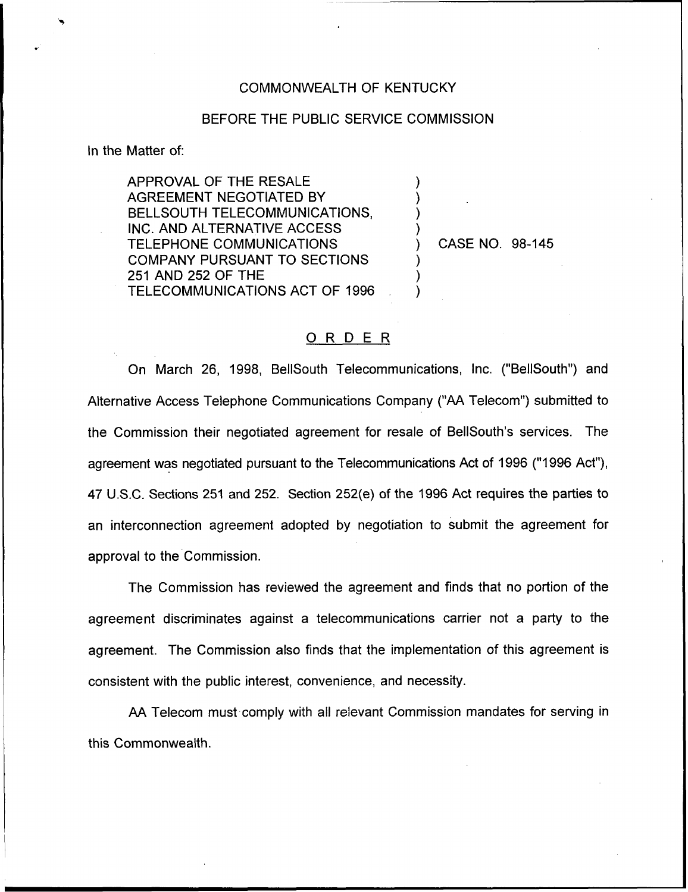COMMONWEALTH OF KENTUCKY

BEFORE THE PUBLIC SERVICE COMMISSION

In the Matter of:

| | | |
|---|---|---|
| APPROVAL OF THE RESALE AGREEMENT NEGOTIATED BY BELLSOUTH TELECOMMUNICATIONS, INC. AND ALTERNATIVE ACCESS TELEPHONE COMMUNICATIONS COMPANY PURSUANT TO SECTIONS 251 AND 252 OF THE TELECOMMUNICATIONS ACT OF 1996 | ) | CASE NO. 98-145 |

## ORDER

On March 26, 1998, BellSouth Telecommunications, Inc. ("BellSouth") and Alternative Access Telephone Communications Company ("AA Telecom") submitted to the Commission their negotiated agreement for resale of BellSouth's services. The agreement was negotiated pursuant to the Telecommunications Act of 1996 ("1996 Act"), 47 U.S.C. Sections 251 and 252. Section 252(e) of the 1996 Act requires the parties to an interconnection agreement adopted by negotiation to submit the agreement for approval to the Commission.

The Commission has reviewed the agreement and finds that no portion of the agreement discriminates against a telecommunications carrier not a party to the agreement. The Commission also finds that the implementation of this agreement is consistent with the public interest, convenience, and necessity.

AA Telecom must comply with all relevant Commission mandates for serving in this Commonwealth.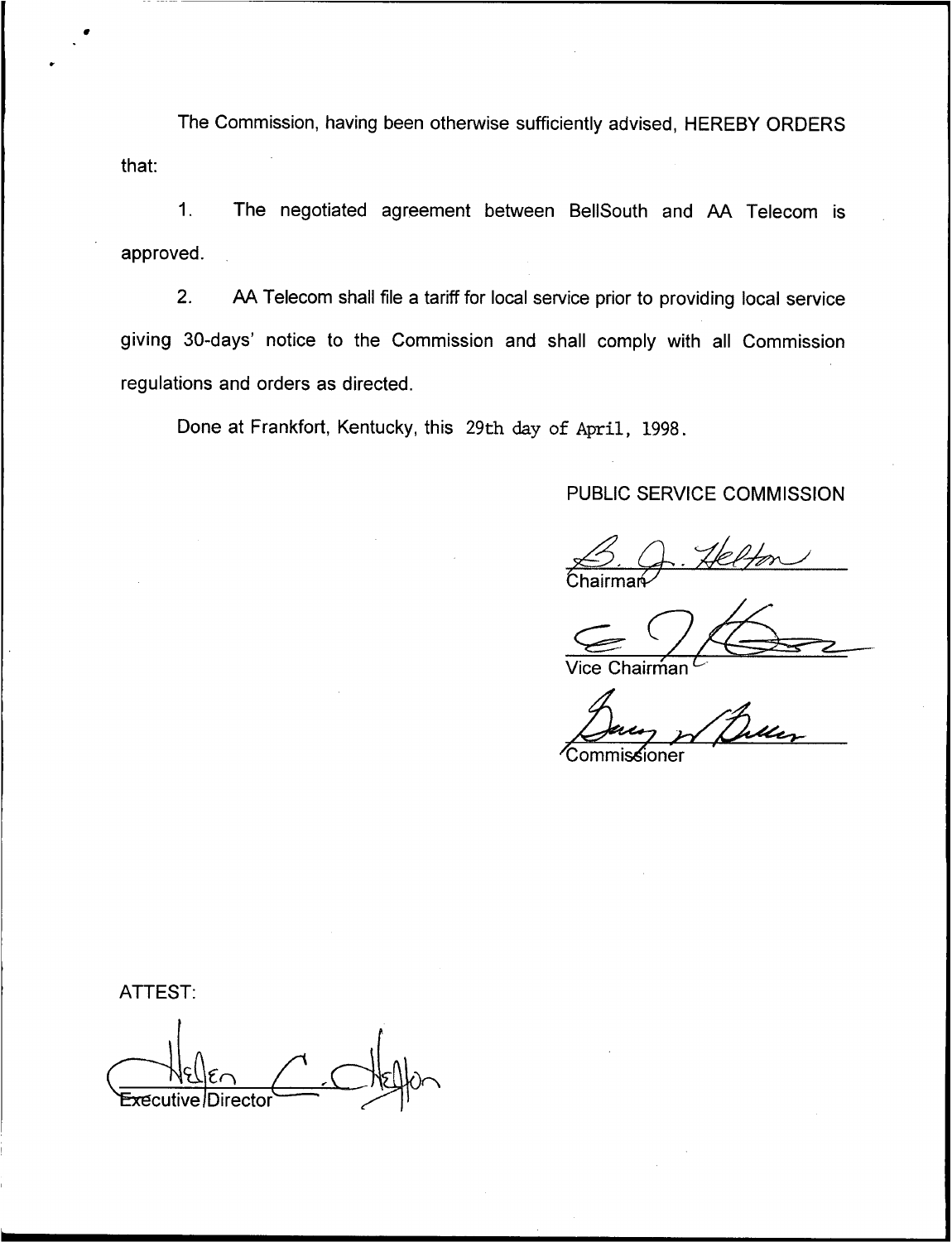The Commission, having been otherwise sufficiently advised, HEREBY ORDERS that:

1. The negotiated agreement between BellSouth and AA Telecom is approved.

2. AA Telecom shall file a tariff for local service prior to providing local service giving 30-days' notice to the Commission and shall comply with all Commission regulations and orders as directed.

Done at Frankfort, Kentucky, this 29th day of April, 1998.

PUBLIC SERVICE COMMISSION

Chairman

Vice Chairman

Commissioner

ATTEST:

Executive Director